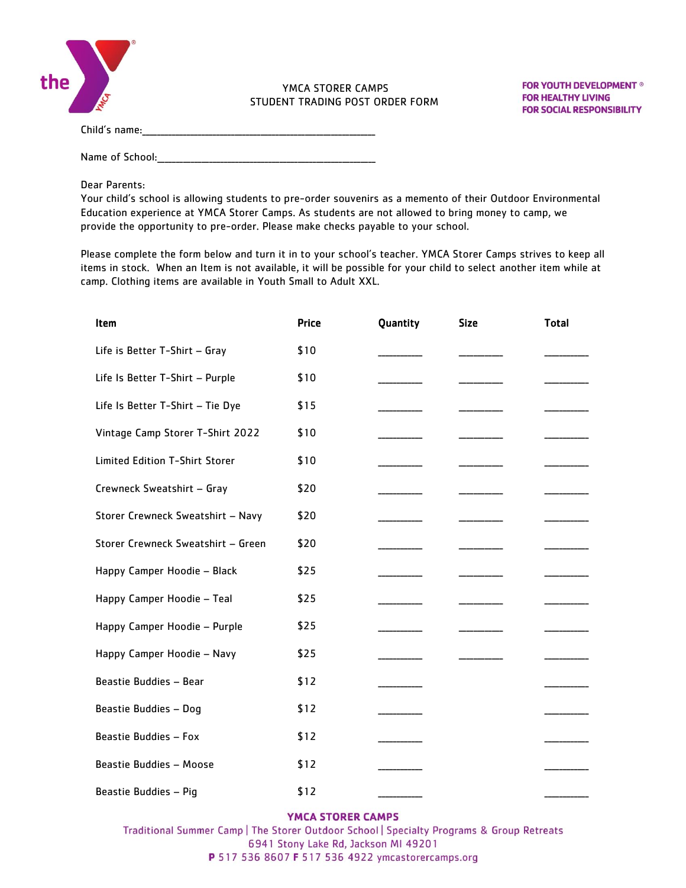the YMCA

# YMCA STORER CAMPS
## STUDENT TRADING POST ORDER FORM

**FOR YOUTH DEVELOPMENT®**
**FOR HEALTHY LIVING**
**FOR SOCIAL RESPONSIBILITY**

Child's name:_______________________________________

Name of School:_____________________________________

Dear Parents:
Your child's school is allowing students to pre-order souvenirs as a memento of their Outdoor Environmental Education experience at YMCA Storer Camps. As students are not allowed to bring money to camp, we provide the opportunity to pre-order. Please make checks payable to your school.

Please complete the form below and turn it in to your school's teacher. YMCA Storer Camps strives to keep all items in stock. When an Item is not available, it will be possible for your child to select another item while at camp. Clothing items are available in Youth Small to Adult XXL.

| Item | Price | Quantity | Size | Total |
|---|---|---|---|---|
| Life is Better T-Shirt – Gray | $10 | ________ | ________ | ________ |
| Life Is Better T-Shirt – Purple | $10 | ________ | ________ | ________ |
| Life Is Better T-Shirt – Tie Dye | $15 | ________ | ________ | ________ |
| Vintage Camp Storer T-Shirt 2022 | $10 | ________ | ________ | ________ |
| Limited Edition T-Shirt Storer | $10 | ________ | ________ | ________ |
| Crewneck Sweatshirt – Gray | $20 | ________ | ________ | ________ |
| Storer Crewneck Sweatshirt – Navy | $20 | ________ | ________ | ________ |
| Storer Crewneck Sweatshirt – Green | $20 | ________ | ________ | ________ |
| Happy Camper Hoodie – Black | $25 | ________ | ________ | ________ |
| Happy Camper Hoodie – Teal | $25 | ________ | ________ | ________ |
| Happy Camper Hoodie – Purple | $25 | ________ | ________ | ________ |
| Happy Camper Hoodie – Navy | $25 | ________ | ________ | ________ |
| Beastie Buddies – Bear | $12 | ________ | | ________ |
| Beastie Buddies – Dog | $12 | ________ | | ________ |
| Beastie Buddies – Fox | $12 | ________ | | ________ |
| Beastie Buddies – Moose | $12 | ________ | | ________ |
| Beastie Buddies – Pig | $12 | ________ | | ________ |

**YMCA STORER CAMPS**
Traditional Summer Camp | The Storer Outdoor School | Specialty Programs & Group Retreats
6941 Stony Lake Rd, Jackson MI 49201
**P** 517 536 8607 **F** 517 536 4922 ymcastorercamps.org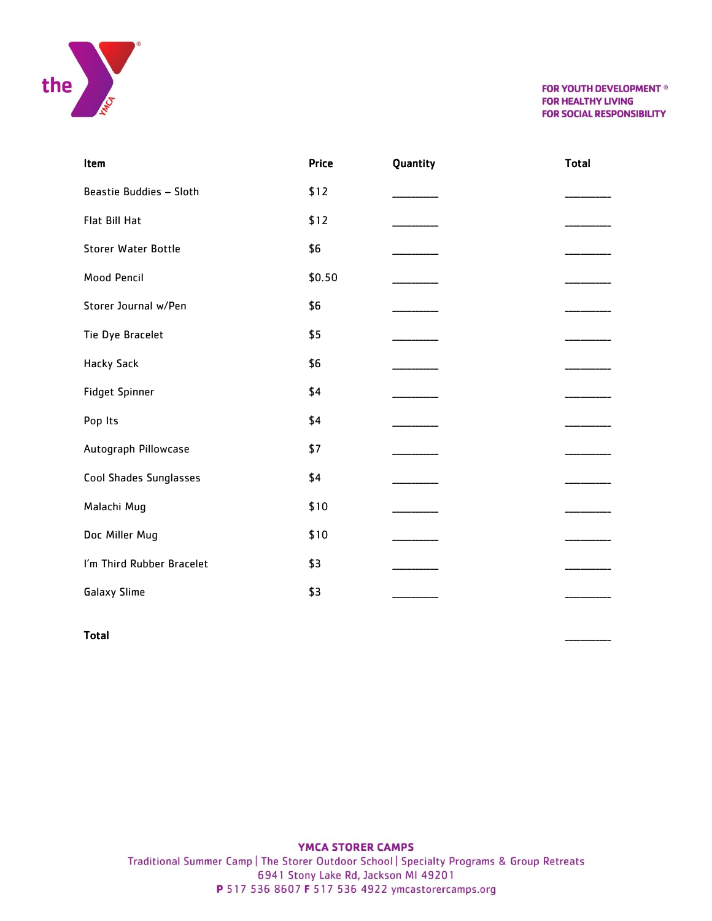FOR YOUTH DEVELOPMENT®
FOR HEALTHY LIVING
FOR SOCIAL RESPONSIBILITY

| Item | Price | Quantity | Total |
|---|---|---|---|
| Beastie Buddies – Sloth | $12 | ________ | ________ |
| Flat Bill Hat | $12 | ________ | ________ |
| Storer Water Bottle | $6 | ________ | ________ |
| Mood Pencil | $0.50 | ________ | ________ |
| Storer Journal w/Pen | $6 | ________ | ________ |
| Tie Dye Bracelet | $5 | ________ | ________ |
| Hacky Sack | $6 | ________ | ________ |
| Fidget Spinner | $4 | ________ | ________ |
| Pop Its | $4 | ________ | ________ |
| Autograph Pillowcase | $7 | ________ | ________ |
| Cool Shades Sunglasses | $4 | ________ | ________ |
| Malachi Mug | $10 | ________ | ________ |
| Doc Miller Mug | $10 | ________ | ________ |
| I'm Third Rubber Bracelet | $3 | ________ | ________ |
| Galaxy Slime | $3 | ________ | ________ |
| **Total** | | | ________ |

**YMCA STORER CAMPS**
Traditional Summer Camp | The Storer Outdoor School | Specialty Programs & Group Retreats
6941 Stony Lake Rd, Jackson MI 49201
**P** 517 536 8607 **F** 517 536 4922 ymcastorercamps.org